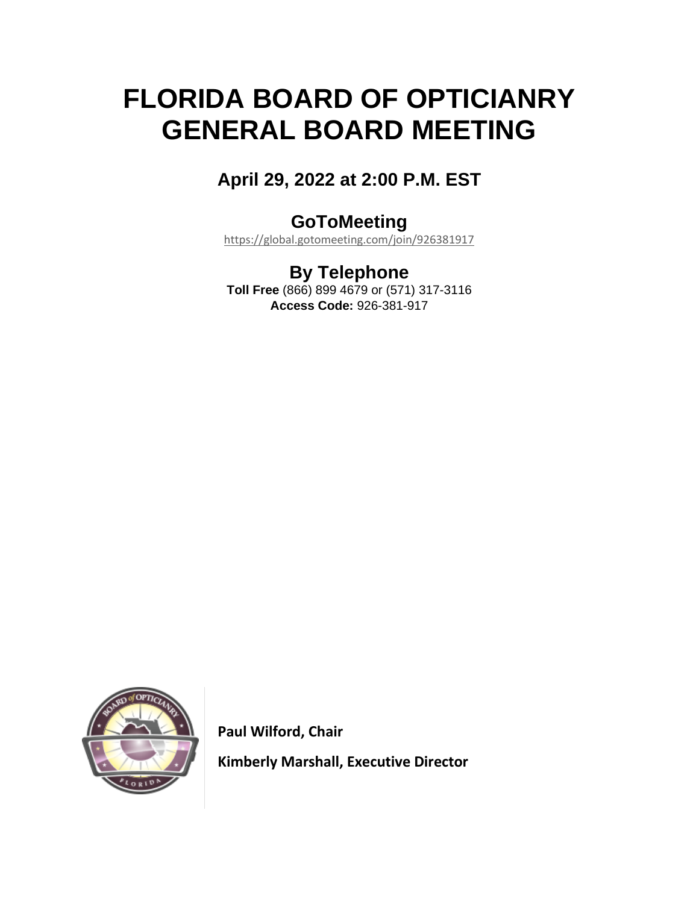# FLORIDA BOARD OF OPTICIANRY GENERAL BOARD MEETING

## April 29, 2022 at 2:00 P.M. EST

## GoToMeeting

https://global.gotomeeting.com/join/926381917

## By Telephone

**Toll Free** (866) 899 4679 or (571) 317-3116

**Access Code:** 926-381-917

**Paul Wilford, Chair**

**Kimberly Marshall, Executive Director**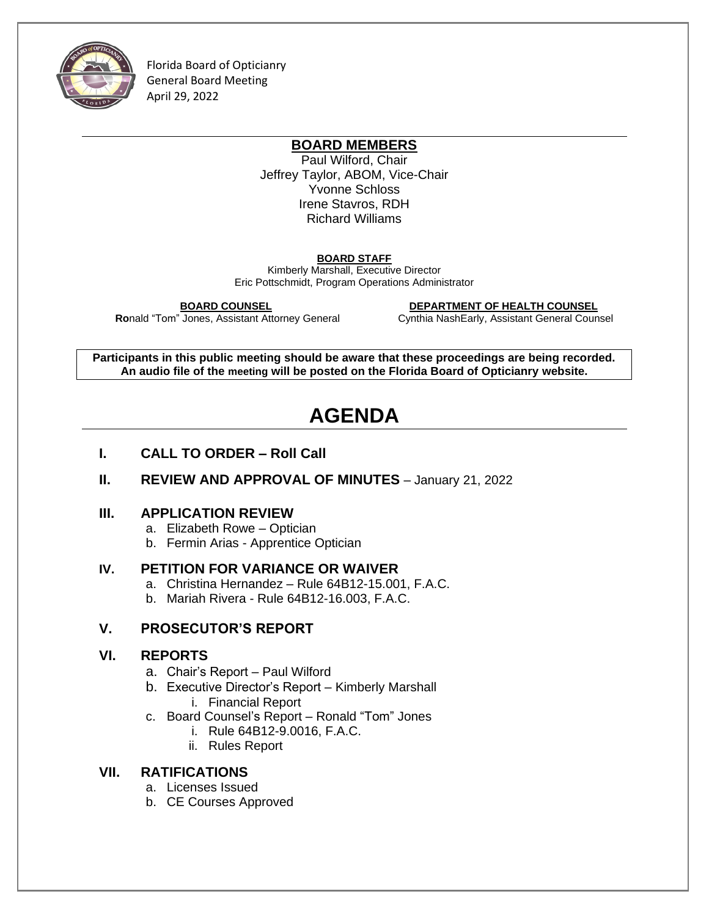Florida Board of Opticianry
General Board Meeting
April 29, 2022

## BOARD MEMBERS

Paul Wilford, Chair
Jeffrey Taylor, ABOM, Vice-Chair
Yvonne Schloss
Irene Stavros, RDH
Richard Williams

**BOARD STAFF**

Kimberly Marshall, Executive Director
Eric Pottschmidt, Program Operations Administrator

**BOARD COUNSEL**
**Ro**nald “Tom” Jones, Assistant Attorney General

**DEPARTMENT OF HEALTH COUNSEL**
Cynthia NashEarly, Assistant General Counsel

**Participants in this public meeting should be aware that these proceedings are being recorded. An audio file of the meeting will be posted on the Florida Board of Opticianry website.**

# AGENDA

## I. CALL TO ORDER – Roll Call

## II. REVIEW AND APPROVAL OF MINUTES – January 21, 2022

## III. APPLICATION REVIEW

a. Elizabeth Rowe – Optician
b. Fermin Arias - Apprentice Optician

## IV. PETITION FOR VARIANCE OR WAIVER

a. Christina Hernandez – Rule 64B12-15.001, F.A.C.
b. Mariah Rivera - Rule 64B12-16.003, F.A.C.

## V. PROSECUTOR’S REPORT

## VI. REPORTS

a. Chair’s Report – Paul Wilford
b. Executive Director’s Report – Kimberly Marshall
   i. Financial Report
c. Board Counsel’s Report – Ronald “Tom” Jones
   i. Rule 64B12-9.0016, F.A.C.
   ii. Rules Report

## VII. RATIFICATIONS

a. Licenses Issued
b. CE Courses Approved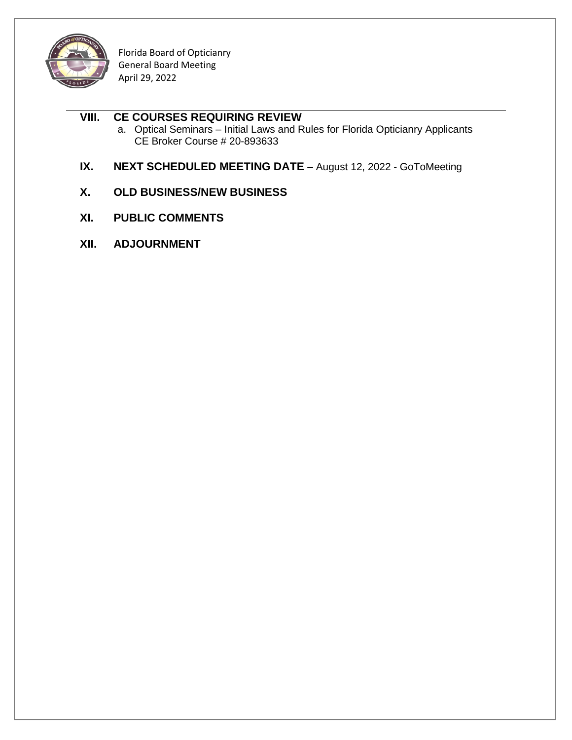## VIII. CE COURSES REQUIRING REVIEW

a. Optical Seminars – Initial Laws and Rules for Florida Opticianry Applicants CE Broker Course # 20-893633

## IX. NEXT SCHEDULED MEETING DATE – August 12, 2022 - GoToMeeting

## X. OLD BUSINESS/NEW BUSINESS

## XI. PUBLIC COMMENTS

## XII. ADJOURNMENT